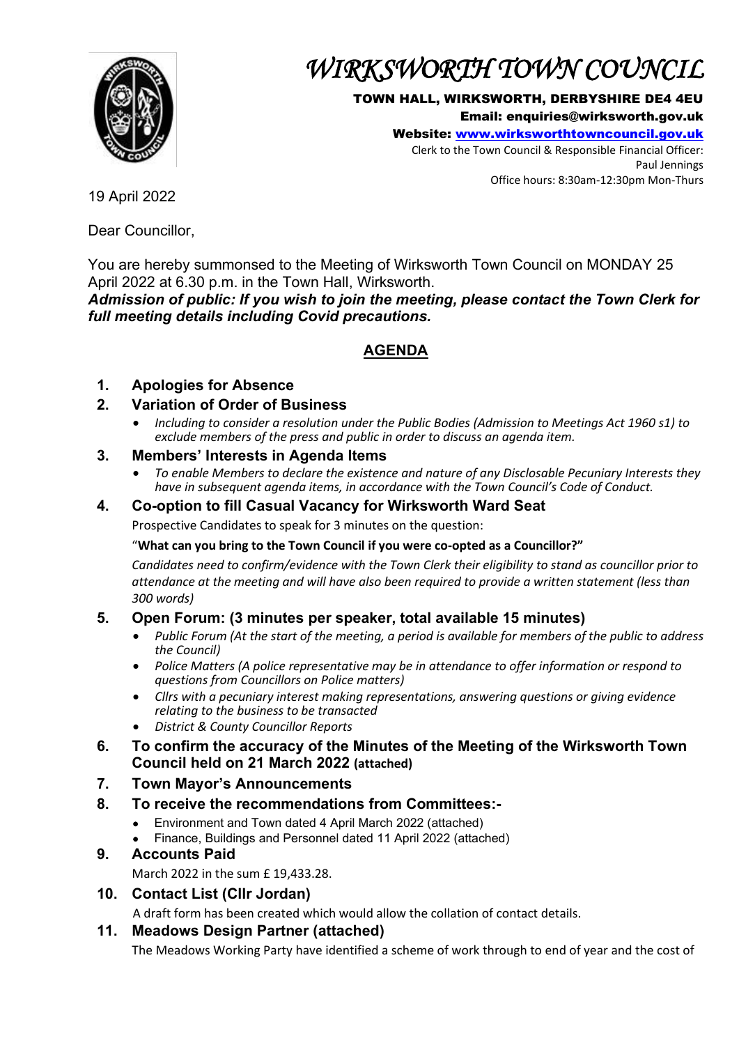# WIRKSWORTH TOWN COUNCIL

**TOWN HALL, WIRKSWORTH, DERBYSHIRE DE4 4EU**
**Email: enquiries@wirksworth.gov.uk**
**Website: www.wirksworthtowncouncil.gov.uk**
Clerk to the Town Council & Responsible Financial Officer:
Paul Jennings
Office hours: 8:30am-12:30pm Mon-Thurs

19 April 2022

Dear Councillor,

You are hereby summonsed to the Meeting of Wirksworth Town Council on MONDAY 25 April 2022 at 6.30 p.m. in the Town Hall, Wirksworth.
***Admission of public: If you wish to join the meeting, please contact the Town Clerk for full meeting details including Covid precautions.***

## AGENDA

1. **Apologies for Absence**
2. **Variation of Order of Business**
   - *Including to consider a resolution under the Public Bodies (Admission to Meetings Act 1960 s1) to exclude members of the press and public in order to discuss an agenda item.*
3. **Members' Interests in Agenda Items**
   - *To enable Members to declare the existence and nature of any Disclosable Pecuniary Interests they have in subsequent agenda items, in accordance with the Town Council's Code of Conduct.*
4. **Co-option to fill Casual Vacancy for Wirksworth Ward Seat**

   Prospective Candidates to speak for 3 minutes on the question:

   "**What can you bring to the Town Council if you were co-opted as a Councillor?"**

   *Candidates need to confirm/evidence with the Town Clerk their eligibility to stand as councillor prior to attendance at the meeting and will have also been required to provide a written statement (less than 300 words)*
5. **Open Forum: (3 minutes per speaker, total available 15 minutes)**
   - *Public Forum (At the start of the meeting, a period is available for members of the public to address the Council)*
   - *Police Matters (A police representative may be in attendance to offer information or respond to questions from Councillors on Police matters)*
   - *Cllrs with a pecuniary interest making representations, answering questions or giving evidence relating to the business to be transacted*
   - *District & County Councillor Reports*
6. **To confirm the accuracy of the Minutes of the Meeting of the Wirksworth Town Council held on 21 March 2022 (attached)**
7. **Town Mayor's Announcements**
8. **To receive the recommendations from Committees:-**
   - Environment and Town dated 4 April March 2022 (attached)
   - Finance, Buildings and Personnel dated 11 April 2022 (attached)
9. **Accounts Paid**

   March 2022 in the sum £ 19,433.28.
10. **Contact List (Cllr Jordan)**

    A draft form has been created which would allow the collation of contact details.
11. **Meadows Design Partner (attached)**

    The Meadows Working Party have identified a scheme of work through to end of year and the cost of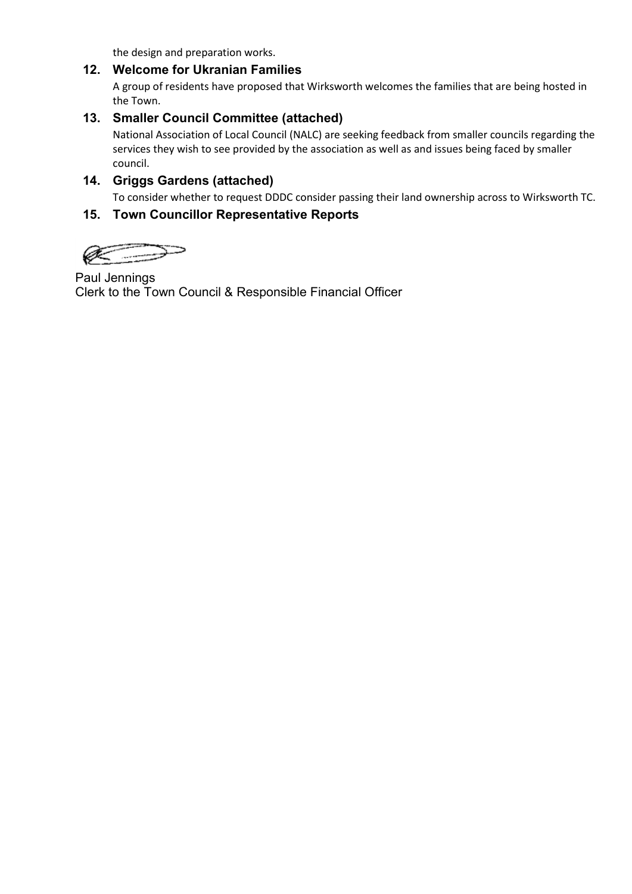the design and preparation works.

### 12. Welcome for Ukranian Families

A group of residents have proposed that Wirksworth welcomes the families that are being hosted in the Town.

### 13. Smaller Council Committee (attached)

National Association of Local Council (NALC) are seeking feedback from smaller councils regarding the services they wish to see provided by the association as well as and issues being faced by smaller council.

### 14. Griggs Gardens (attached)

To consider whether to request DDDC consider passing their land ownership across to Wirksworth TC.

### 15. Town Councillor Representative Reports

Paul Jennings
Clerk to the Town Council & Responsible Financial Officer